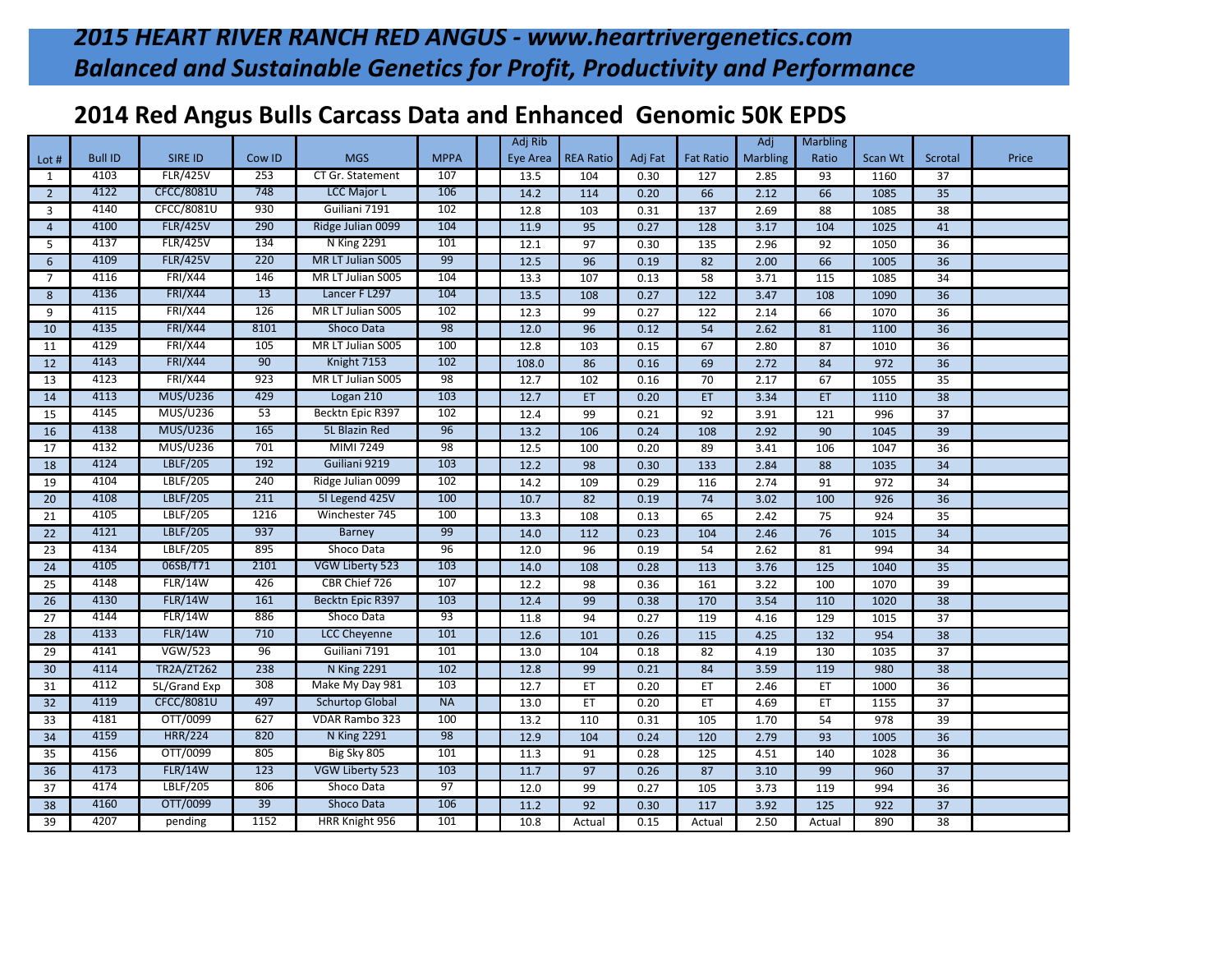## *2015 HEART RIVER RANCH RED ANGUS - www.heartrivergenetics.com*
## *Balanced and Sustainable Genetics for Profit, Productivity and Performance*

# 2014 Red Angus Bulls Carcass Data and Enhanced Genomic 50K EPDS

| Lot # | Bull ID | SIRE ID | Cow ID | MGS | MPPA | | Adj Rib Eye Area | REA Ratio | Adj Fat | Fat Ratio | Adj Marbling | Marbling Ratio | Scan Wt | Scrotal | Price |
|---|---|---|---|---|---|---|---|---|---|---|---|---|---|---|---|
| 1 | 4103 | FLR/425V | 253 | CT Gr. Statement | 107 | | 13.5 | 104 | 0.30 | 127 | 2.85 | 93 | 1160 | 37 | |
| 2 | 4122 | CFCC/8081U | 748 | LCC Major L | 106 | | 14.2 | 114 | 0.20 | 66 | 2.12 | 66 | 1085 | 35 | |
| 3 | 4140 | CFCC/8081U | 930 | Guiliani 7191 | 102 | | 12.8 | 103 | 0.31 | 137 | 2.69 | 88 | 1085 | 38 | |
| 4 | 4100 | FLR/425V | 290 | Ridge Julian 0099 | 104 | | 11.9 | 95 | 0.27 | 128 | 3.17 | 104 | 1025 | 41 | |
| 5 | 4137 | FLR/425V | 134 | N King 2291 | 101 | | 12.1 | 97 | 0.30 | 135 | 2.96 | 92 | 1050 | 36 | |
| 6 | 4109 | FLR/425V | 220 | MR LT Julian S005 | 99 | | 12.5 | 96 | 0.19 | 82 | 2.00 | 66 | 1005 | 36 | |
| 7 | 4116 | FRI/X44 | 146 | MR LT Julian S005 | 104 | | 13.3 | 107 | 0.13 | 58 | 3.71 | 115 | 1085 | 34 | |
| 8 | 4136 | FRI/X44 | 13 | Lancer F L297 | 104 | | 13.5 | 108 | 0.27 | 122 | 3.47 | 108 | 1090 | 36 | |
| 9 | 4115 | FRI/X44 | 126 | MR LT Julian S005 | 102 | | 12.3 | 99 | 0.27 | 122 | 2.14 | 66 | 1070 | 36 | |
| 10 | 4135 | FRI/X44 | 8101 | Shoco Data | 98 | | 12.0 | 96 | 0.12 | 54 | 2.62 | 81 | 1100 | 36 | |
| 11 | 4129 | FRI/X44 | 105 | MR LT Julian S005 | 100 | | 12.8 | 103 | 0.15 | 67 | 2.80 | 87 | 1010 | 36 | |
| 12 | 4143 | FRI/X44 | 90 | Knight 7153 | 102 | | 108.0 | 86 | 0.16 | 69 | 2.72 | 84 | 972 | 36 | |
| 13 | 4123 | FRI/X44 | 923 | MR LT Julian S005 | 98 | | 12.7 | 102 | 0.16 | 70 | 2.17 | 67 | 1055 | 35 | |
| 14 | 4113 | MUS/U236 | 429 | Logan 210 | 103 | | 12.7 | ET | 0.20 | ET | 3.34 | ET | 1110 | 38 | |
| 15 | 4145 | MUS/U236 | 53 | Becktn Epic R397 | 102 | | 12.4 | 99 | 0.21 | 92 | 3.91 | 121 | 996 | 37 | |
| 16 | 4138 | MUS/U236 | 165 | 5L Blazin Red | 96 | | 13.2 | 106 | 0.24 | 108 | 2.92 | 90 | 1045 | 39 | |
| 17 | 4132 | MUS/U236 | 701 | MIMI 7249 | 98 | | 12.5 | 100 | 0.20 | 89 | 3.41 | 106 | 1047 | 36 | |
| 18 | 4124 | LBLF/205 | 192 | Guiliani 9219 | 103 | | 12.2 | 98 | 0.30 | 133 | 2.84 | 88 | 1035 | 34 | |
| 19 | 4104 | LBLF/205 | 240 | Ridge Julian 0099 | 102 | | 14.2 | 109 | 0.29 | 116 | 2.74 | 91 | 972 | 34 | |
| 20 | 4108 | LBLF/205 | 211 | 5l Legend 425V | 100 | | 10.7 | 82 | 0.19 | 74 | 3.02 | 100 | 926 | 36 | |
| 21 | 4105 | LBLF/205 | 1216 | Winchester 745 | 100 | | 13.3 | 108 | 0.13 | 65 | 2.42 | 75 | 924 | 35 | |
| 22 | 4121 | LBLF/205 | 937 | Barney | 99 | | 14.0 | 112 | 0.23 | 104 | 2.46 | 76 | 1015 | 34 | |
| 23 | 4134 | LBLF/205 | 895 | Shoco Data | 96 | | 12.0 | 96 | 0.19 | 54 | 2.62 | 81 | 994 | 34 | |
| 24 | 4105 | 06SB/T71 | 2101 | VGW Liberty 523 | 103 | | 14.0 | 108 | 0.28 | 113 | 3.76 | 125 | 1040 | 35 | |
| 25 | 4148 | FLR/14W | 426 | CBR Chief 726 | 107 | | 12.2 | 98 | 0.36 | 161 | 3.22 | 100 | 1070 | 39 | |
| 26 | 4130 | FLR/14W | 161 | Becktn Epic R397 | 103 | | 12.4 | 99 | 0.38 | 170 | 3.54 | 110 | 1020 | 38 | |
| 27 | 4144 | FLR/14W | 886 | Shoco Data | 93 | | 11.8 | 94 | 0.27 | 119 | 4.16 | 129 | 1015 | 37 | |
| 28 | 4133 | FLR/14W | 710 | LCC Cheyenne | 101 | | 12.6 | 101 | 0.26 | 115 | 4.25 | 132 | 954 | 38 | |
| 29 | 4141 | VGW/523 | 96 | Guiliani 7191 | 101 | | 13.0 | 104 | 0.18 | 82 | 4.19 | 130 | 1035 | 37 | |
| 30 | 4114 | TR2A/ZT262 | 238 | N King 2291 | 102 | | 12.8 | 99 | 0.21 | 84 | 3.59 | 119 | 980 | 38 | |
| 31 | 4112 | 5L/Grand Exp | 308 | Make My Day 981 | 103 | | 12.7 | ET | 0.20 | ET | 2.46 | ET | 1000 | 36 | |
| 32 | 4119 | CFCC/8081U | 497 | Schurtop Global | NA | | 13.0 | ET | 0.20 | ET | 4.69 | ET | 1155 | 37 | |
| 33 | 4181 | OTT/0099 | 627 | VDAR Rambo 323 | 100 | | 13.2 | 110 | 0.31 | 105 | 1.70 | 54 | 978 | 39 | |
| 34 | 4159 | HRR/224 | 820 | N King 2291 | 98 | | 12.9 | 104 | 0.24 | 120 | 2.79 | 93 | 1005 | 36 | |
| 35 | 4156 | OTT/0099 | 805 | Big Sky 805 | 101 | | 11.3 | 91 | 0.28 | 125 | 4.51 | 140 | 1028 | 36 | |
| 36 | 4173 | FLR/14W | 123 | VGW Liberty 523 | 103 | | 11.7 | 97 | 0.26 | 87 | 3.10 | 99 | 960 | 37 | |
| 37 | 4174 | LBLF/205 | 806 | Shoco Data | 97 | | 12.0 | 99 | 0.27 | 105 | 3.73 | 119 | 994 | 36 | |
| 38 | 4160 | OTT/0099 | 39 | Shoco Data | 106 | | 11.2 | 92 | 0.30 | 117 | 3.92 | 125 | 922 | 37 | |
| 39 | 4207 | pending | 1152 | HRR Knight 956 | 101 | | 10.8 | Actual | 0.15 | Actual | 2.50 | Actual | 890 | 38 | |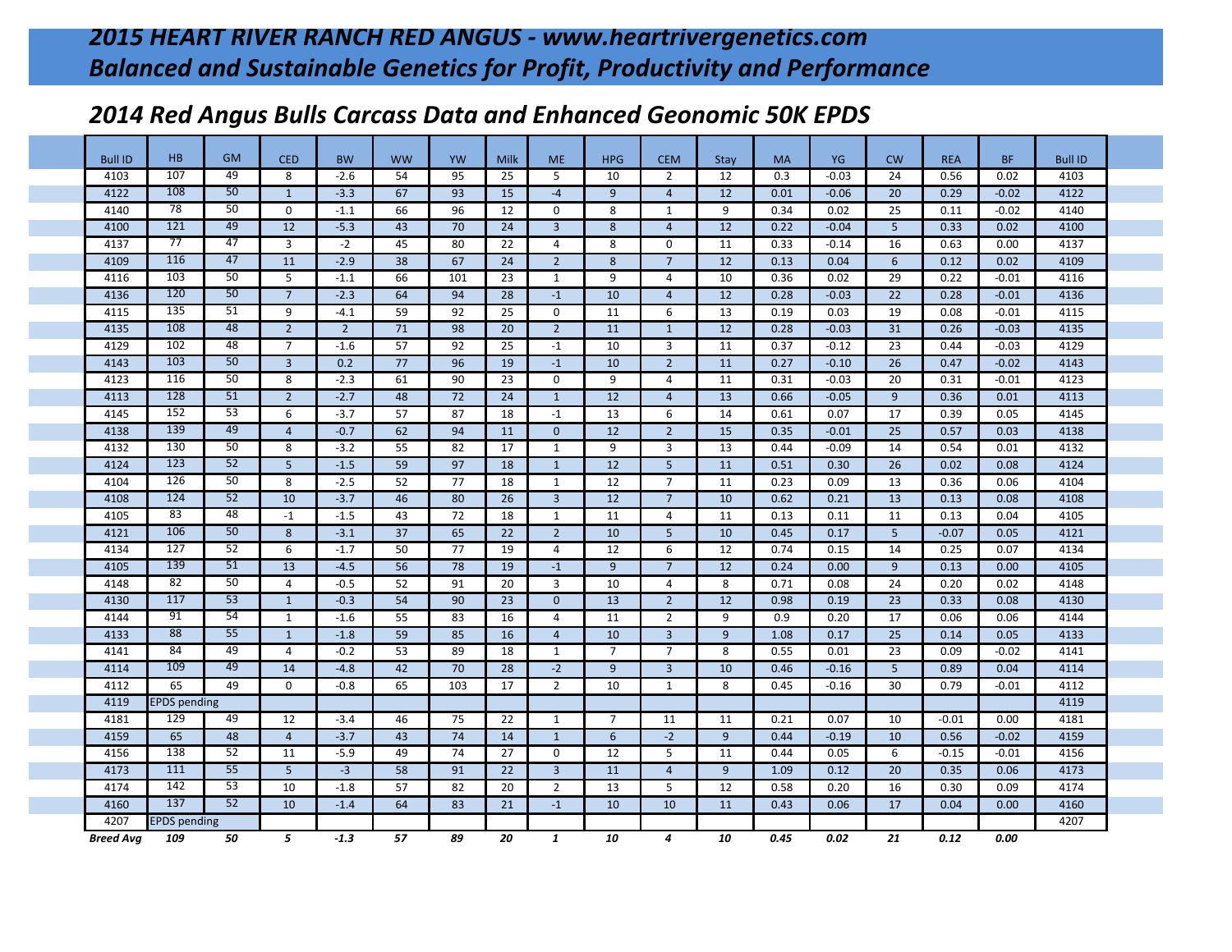# 2015 HEART RIVER RANCH RED ANGUS - www.heartrivergenetics.com
## Balanced and Sustainable Genetics for Profit, Productivity and Performance

### 2014 Red Angus Bulls Carcass Data and Enhanced Geonomic 50K EPDS

| Bull ID | HB | GM | CED | BW | WW | YW | Milk | ME | HPG | CEM | Stay | MA | YG | CW | REA | BF | Bull ID |
|---|---|---|---|---|---|---|---|---|---|---|---|---|---|---|---|---|---|
| 4103 | 107 | 49 | 8 | -2.6 | 54 | 95 | 25 | 5 | 10 | 2 | 12 | 0.3 | -0.03 | 24 | 0.56 | 0.02 | 4103 |
| 4122 | 108 | 50 | 1 | -3.3 | 67 | 93 | 15 | -4 | 9 | 4 | 12 | 0.01 | -0.06 | 20 | 0.29 | -0.02 | 4122 |
| 4140 | 78 | 50 | 0 | -1.1 | 66 | 96 | 12 | 0 | 8 | 1 | 9 | 0.34 | 0.02 | 25 | 0.11 | -0.02 | 4140 |
| 4100 | 121 | 49 | 12 | -5.3 | 43 | 70 | 24 | 3 | 8 | 4 | 12 | 0.22 | -0.04 | 5 | 0.33 | 0.02 | 4100 |
| 4137 | 77 | 47 | 3 | -2 | 45 | 80 | 22 | 4 | 8 | 0 | 11 | 0.33 | -0.14 | 16 | 0.63 | 0.00 | 4137 |
| 4109 | 116 | 47 | 11 | -2.9 | 38 | 67 | 24 | 2 | 8 | 7 | 12 | 0.13 | 0.04 | 6 | 0.12 | 0.02 | 4109 |
| 4116 | 103 | 50 | 5 | -1.1 | 66 | 101 | 23 | 1 | 9 | 4 | 10 | 0.36 | 0.02 | 29 | 0.22 | -0.01 | 4116 |
| 4136 | 120 | 50 | 7 | -2.3 | 64 | 94 | 28 | -1 | 10 | 4 | 12 | 0.28 | -0.03 | 22 | 0.28 | -0.01 | 4136 |
| 4115 | 135 | 51 | 9 | -4.1 | 59 | 92 | 25 | 0 | 11 | 6 | 13 | 0.19 | 0.03 | 19 | 0.08 | -0.01 | 4115 |
| 4135 | 108 | 48 | 2 | 2 | 71 | 98 | 20 | 2 | 11 | 1 | 12 | 0.28 | -0.03 | 31 | 0.26 | -0.03 | 4135 |
| 4129 | 102 | 48 | 7 | -1.6 | 57 | 92 | 25 | -1 | 10 | 3 | 11 | 0.37 | -0.12 | 23 | 0.44 | -0.03 | 4129 |
| 4143 | 103 | 50 | 3 | 0.2 | 77 | 96 | 19 | -1 | 10 | 2 | 11 | 0.27 | -0.10 | 26 | 0.47 | -0.02 | 4143 |
| 4123 | 116 | 50 | 8 | -2.3 | 61 | 90 | 23 | 0 | 9 | 4 | 11 | 0.31 | -0.03 | 20 | 0.31 | -0.01 | 4123 |
| 4113 | 128 | 51 | 2 | -2.7 | 48 | 72 | 24 | 1 | 12 | 4 | 13 | 0.66 | -0.05 | 9 | 0.36 | 0.01 | 4113 |
| 4145 | 152 | 53 | 6 | -3.7 | 57 | 87 | 18 | -1 | 13 | 6 | 14 | 0.61 | 0.07 | 17 | 0.39 | 0.05 | 4145 |
| 4138 | 139 | 49 | 4 | -0.7 | 62 | 94 | 11 | 0 | 12 | 2 | 15 | 0.35 | -0.01 | 25 | 0.57 | 0.03 | 4138 |
| 4132 | 130 | 50 | 8 | -3.2 | 55 | 82 | 17 | 1 | 9 | 3 | 13 | 0.44 | -0.09 | 14 | 0.54 | 0.01 | 4132 |
| 4124 | 123 | 52 | 5 | -1.5 | 59 | 97 | 18 | 1 | 12 | 5 | 11 | 0.51 | 0.30 | 26 | 0.02 | 0.08 | 4124 |
| 4104 | 126 | 50 | 8 | -2.5 | 52 | 77 | 18 | 1 | 12 | 7 | 11 | 0.23 | 0.09 | 13 | 0.36 | 0.06 | 4104 |
| 4108 | 124 | 52 | 10 | -3.7 | 46 | 80 | 26 | 3 | 12 | 7 | 10 | 0.62 | 0.21 | 13 | 0.13 | 0.08 | 4108 |
| 4105 | 83 | 48 | -1 | -1.5 | 43 | 72 | 18 | 1 | 11 | 4 | 11 | 0.13 | 0.11 | 11 | 0.13 | 0.04 | 4105 |
| 4121 | 106 | 50 | 8 | -3.1 | 37 | 65 | 22 | 2 | 10 | 5 | 10 | 0.45 | 0.17 | 5 | -0.07 | 0.05 | 4121 |
| 4134 | 127 | 52 | 6 | -1.7 | 50 | 77 | 19 | 4 | 12 | 6 | 12 | 0.74 | 0.15 | 14 | 0.25 | 0.07 | 4134 |
| 4105 | 139 | 51 | 13 | -4.5 | 56 | 78 | 19 | -1 | 9 | 7 | 12 | 0.24 | 0.00 | 9 | 0.13 | 0.00 | 4105 |
| 4148 | 82 | 50 | 4 | -0.5 | 52 | 91 | 20 | 3 | 10 | 4 | 8 | 0.71 | 0.08 | 24 | 0.20 | 0.02 | 4148 |
| 4130 | 117 | 53 | 1 | -0.3 | 54 | 90 | 23 | 0 | 13 | 2 | 12 | 0.98 | 0.19 | 23 | 0.33 | 0.08 | 4130 |
| 4144 | 91 | 54 | 1 | -1.6 | 55 | 83 | 16 | 4 | 11 | 2 | 9 | 0.9 | 0.20 | 17 | 0.06 | 0.06 | 4144 |
| 4133 | 88 | 55 | 1 | -1.8 | 59 | 85 | 16 | 4 | 10 | 3 | 9 | 1.08 | 0.17 | 25 | 0.14 | 0.05 | 4133 |
| 4141 | 84 | 49 | 4 | -0.2 | 53 | 89 | 18 | 1 | 7 | 7 | 8 | 0.55 | 0.01 | 23 | 0.09 | -0.02 | 4141 |
| 4114 | 109 | 49 | 14 | -4.8 | 42 | 70 | 28 | -2 | 9 | 3 | 10 | 0.46 | -0.16 | 5 | 0.89 | 0.04 | 4114 |
| 4112 | 65 | 49 | 0 | -0.8 | 65 | 103 | 17 | 2 | 10 | 1 | 8 | 0.45 | -0.16 | 30 | 0.79 | -0.01 | 4112 |
| 4119 | EPDS pending | | | | | | | | | | | | | | | | 4119 |
| 4181 | 129 | 49 | 12 | -3.4 | 46 | 75 | 22 | 1 | 7 | 11 | 11 | 0.21 | 0.07 | 10 | -0.01 | 0.00 | 4181 |
| 4159 | 65 | 48 | 4 | -3.7 | 43 | 74 | 14 | 1 | 6 | -2 | 9 | 0.44 | -0.19 | 10 | 0.56 | -0.02 | 4159 |
| 4156 | 138 | 52 | 11 | -5.9 | 49 | 74 | 27 | 0 | 12 | 5 | 11 | 0.44 | 0.05 | 6 | -0.15 | -0.01 | 4156 |
| 4173 | 111 | 55 | 5 | -3 | 58 | 91 | 22 | 3 | 11 | 4 | 9 | 1.09 | 0.12 | 20 | 0.35 | 0.06 | 4173 |
| 4174 | 142 | 53 | 10 | -1.8 | 57 | 82 | 20 | 2 | 13 | 5 | 12 | 0.58 | 0.20 | 16 | 0.30 | 0.09 | 4174 |
| 4160 | 137 | 52 | 10 | -1.4 | 64 | 83 | 21 | -1 | 10 | 10 | 11 | 0.43 | 0.06 | 17 | 0.04 | 0.00 | 4160 |
| 4207 | EPDS pending | | | | | | | | | | | | | | | | 4207 |
| ***Breed Avg*** | ***109*** | ***50*** | ***5*** | ***-1.3*** | ***57*** | ***89*** | ***20*** | ***1*** | ***10*** | ***4*** | ***10*** | ***0.45*** | ***0.02*** | ***21*** | ***0.12*** | ***0.00*** | |